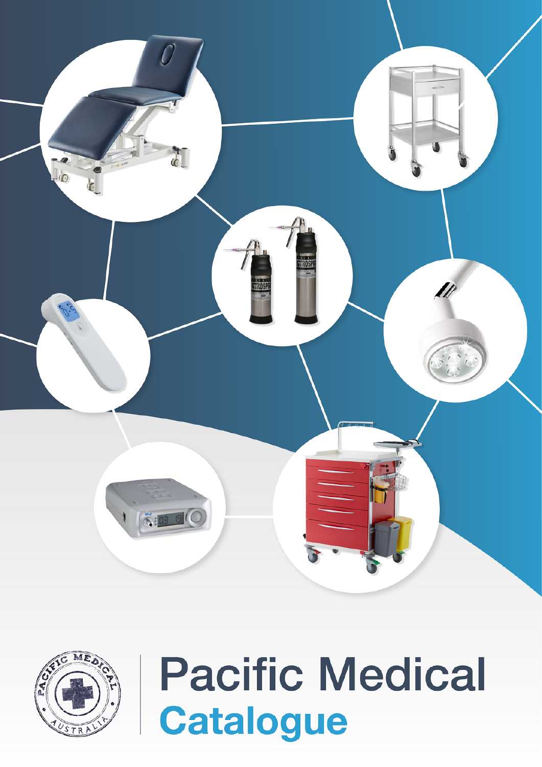# Pacific Medical

## Catalogue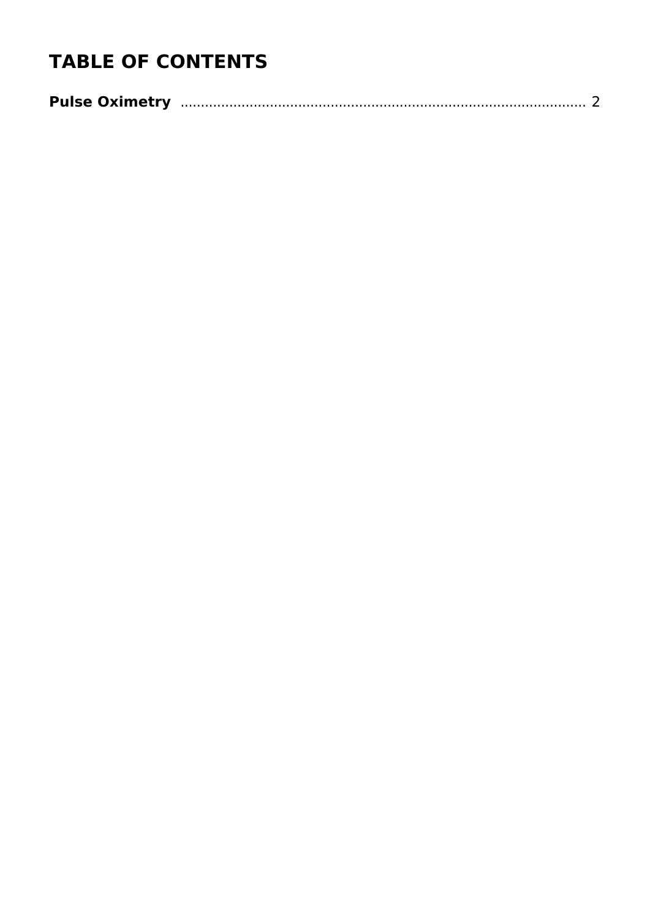# TABLE OF CONTENTS

**Pulse Oximetry** .................................................................................................. 2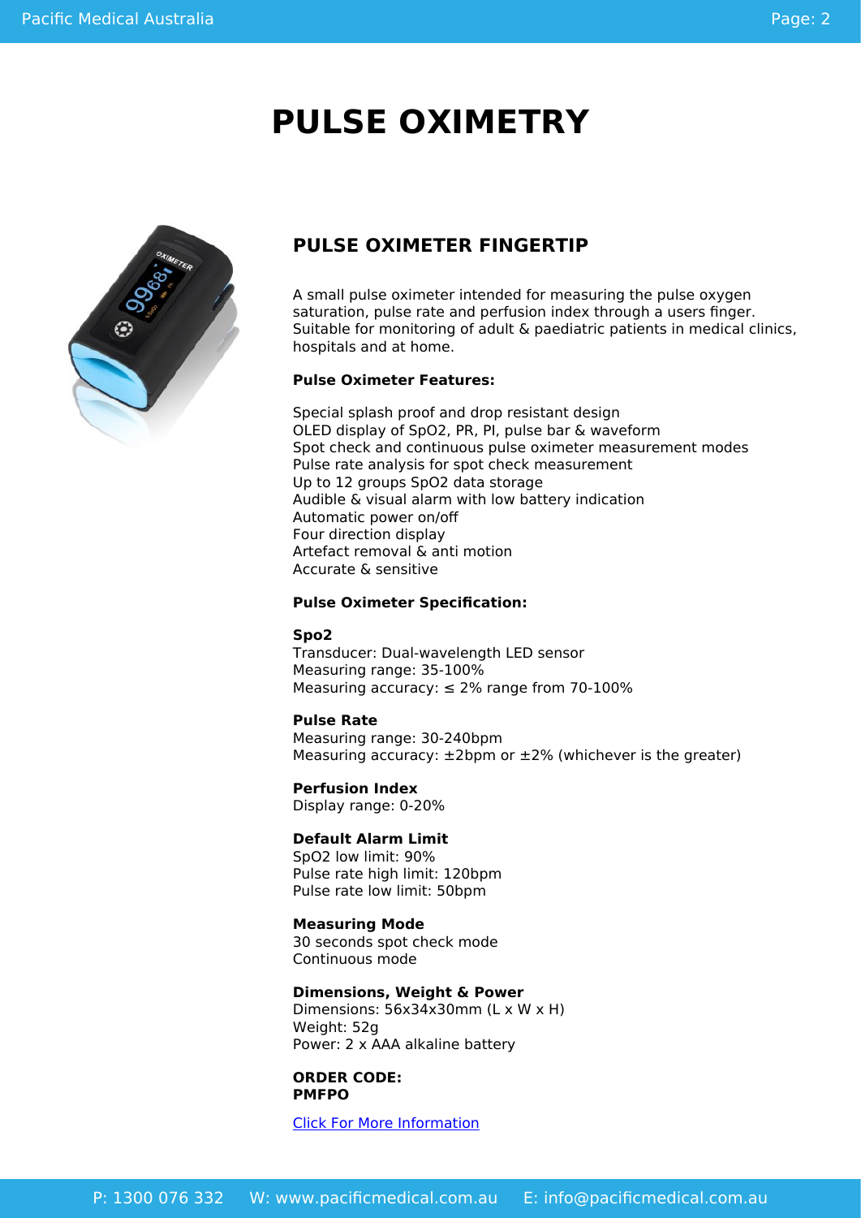# PULSE OXIMETRY

## PULSE OXIMETER FINGERTIP

A small pulse oximeter intended for measuring the pulse oxygen saturation, pulse rate and perfusion index through a users finger. Suitable for monitoring of adult & paediatric patients in medical clinics, hospitals and at home.

**Pulse Oximeter Features:**

Special splash proof and drop resistant design
OLED display of SpO2, PR, PI, pulse bar & waveform
Spot check and continuous pulse oximeter measurement modes
Pulse rate analysis for spot check measurement
Up to 12 groups SpO2 data storage
Audible & visual alarm with low battery indication
Automatic power on/off
Four direction display
Artefact removal & anti motion
Accurate & sensitive

**Pulse Oximeter Specification:**

**Spo2**
Transducer: Dual-wavelength LED sensor
Measuring range: 35-100%
Measuring accuracy: ≤ 2% range from 70-100%

**Pulse Rate**
Measuring range: 30-240bpm
Measuring accuracy: ±2bpm or ±2% (whichever is the greater)

**Perfusion Index**
Display range: 0-20%

**Default Alarm Limit**
SpO2 low limit: 90%
Pulse rate high limit: 120bpm
Pulse rate low limit: 50bpm

**Measuring Mode**
30 seconds spot check mode
Continuous mode

**Dimensions, Weight & Power**
Dimensions: 56x34x30mm (L x W x H)
Weight: 52g
Power: 2 x AAA alkaline battery

**ORDER CODE:**
**PMFPO**

Click For More Information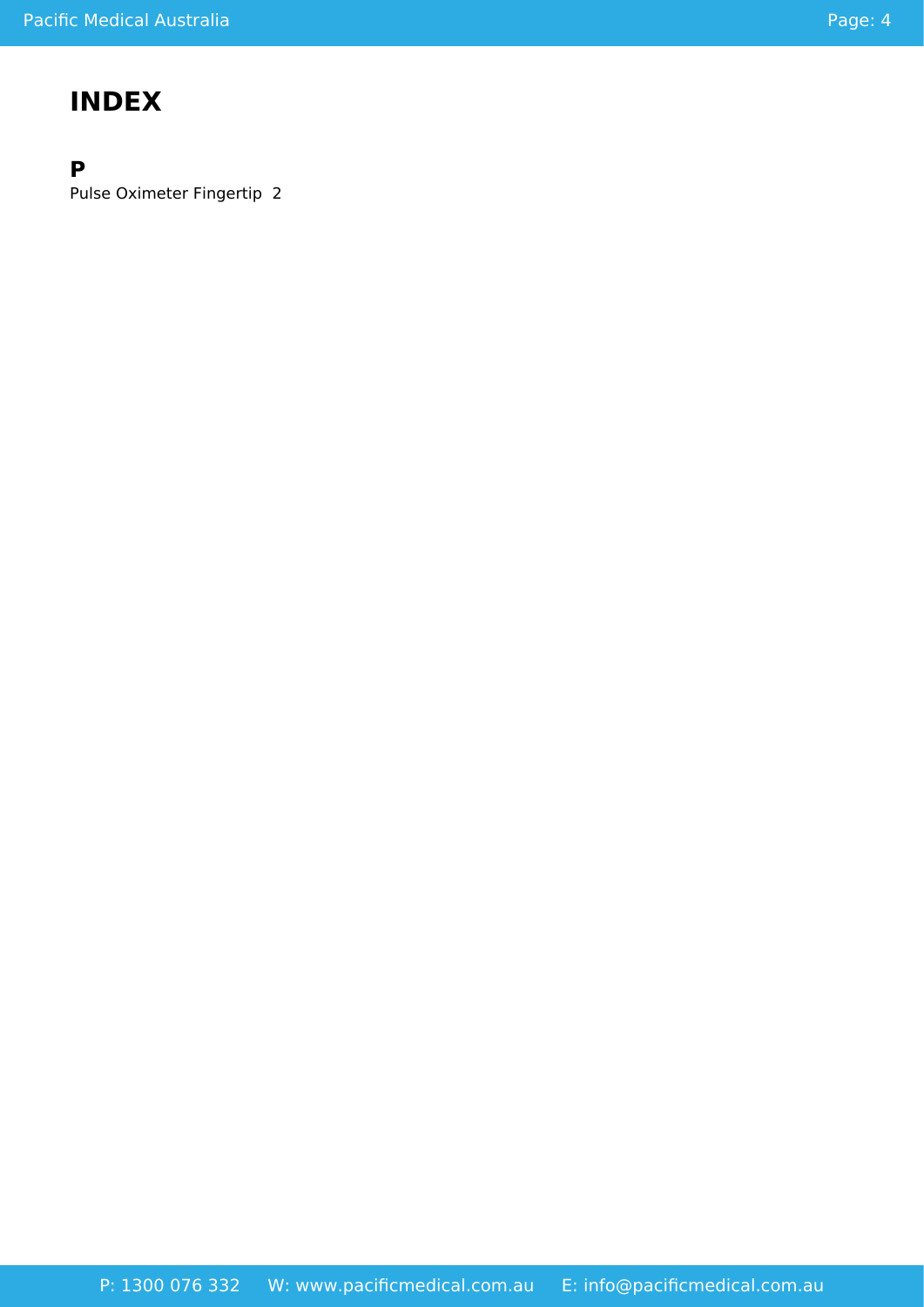# INDEX

**P**

Pulse Oximeter Fingertip 2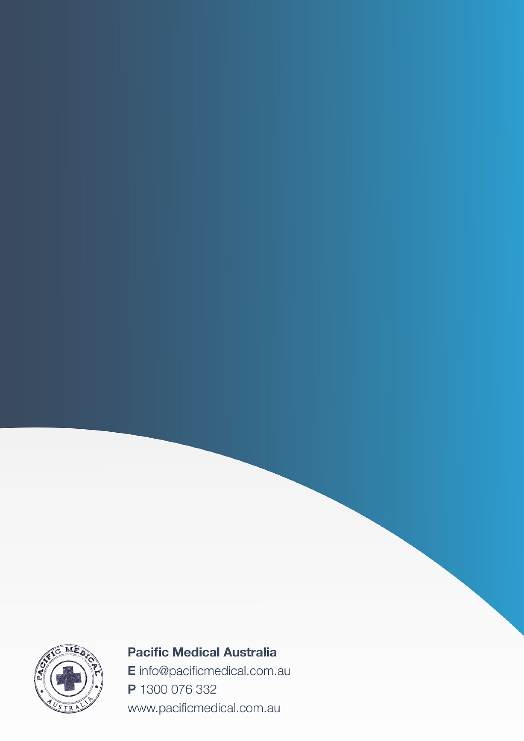**Pacific Medical Australia**

**E** info@pacificmedical.com.au

**P** 1300 076 332

www.pacificmedical.com.au